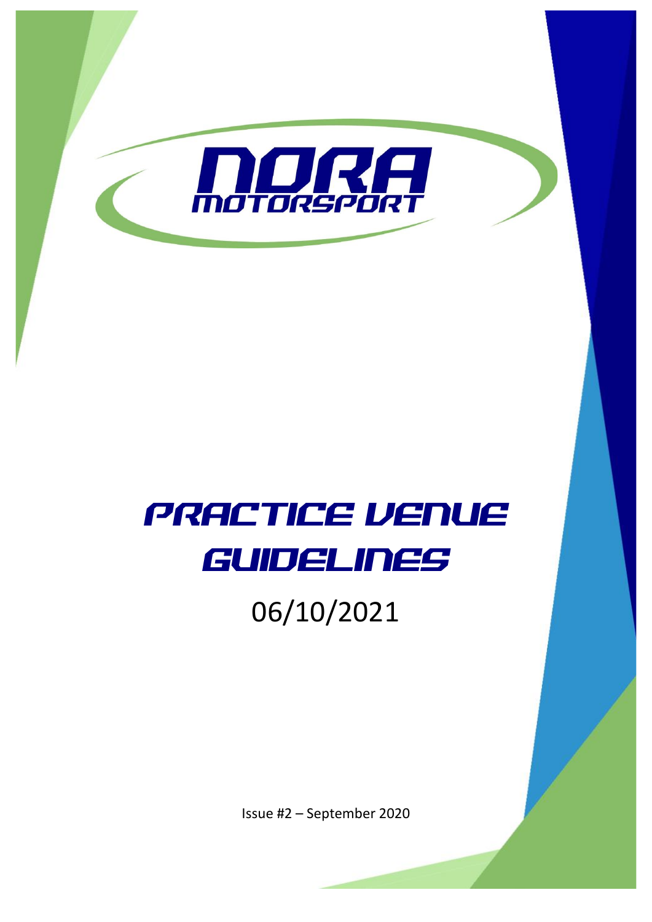# NORA MOTORSPORT

# PRACTICE VENUE GUIDELINES

06/10/2021

Issue #2 – September 2020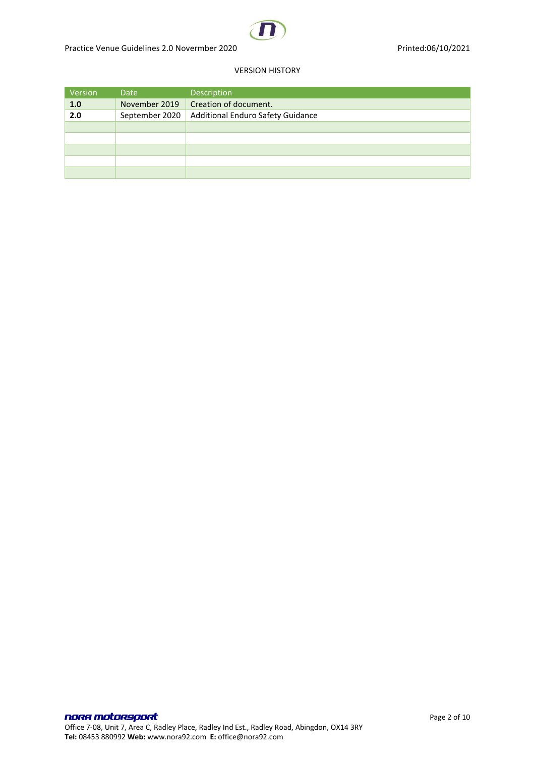VERSION HISTORY

| Version | Date | Description |
|---|---|---|
| **1.0** | November 2019 | Creation of document. |
| **2.0** | September 2020 | Additional Enduro Safety Guidance |
| | | |
| | | |
| | | |
| | | |
| | | |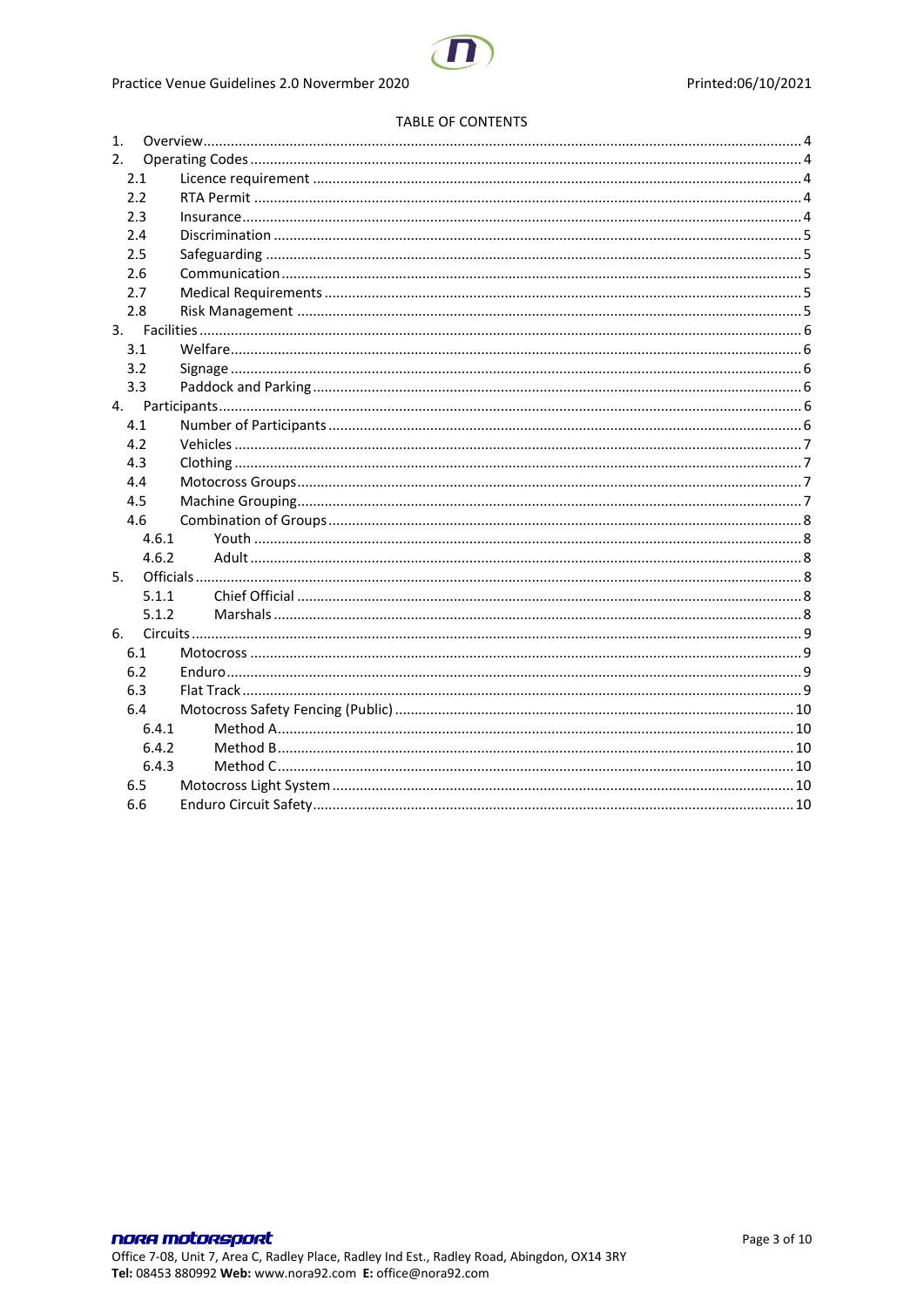TABLE OF CONTENTS

1. Overview ..... 4
2. Operating Codes ..... 4
   - 2.1 Licence requirement ..... 4
   - 2.2 RTA Permit ..... 4
   - 2.3 Insurance ..... 4
   - 2.4 Discrimination ..... 5
   - 2.5 Safeguarding ..... 5
   - 2.6 Communication ..... 5
   - 2.7 Medical Requirements ..... 5
   - 2.8 Risk Management ..... 5
3. Facilities ..... 6
   - 3.1 Welfare ..... 6
   - 3.2 Signage ..... 6
   - 3.3 Paddock and Parking ..... 6
4. Participants ..... 6
   - 4.1 Number of Participants ..... 6
   - 4.2 Vehicles ..... 7
   - 4.3 Clothing ..... 7
   - 4.4 Motocross Groups ..... 7
   - 4.5 Machine Grouping ..... 7
   - 4.6 Combination of Groups ..... 8
     - 4.6.1 Youth ..... 8
     - 4.6.2 Adult ..... 8
5. Officials ..... 8
   - 5.1.1 Chief Official ..... 8
   - 5.1.2 Marshals ..... 8
6. Circuits ..... 9
   - 6.1 Motocross ..... 9
   - 6.2 Enduro ..... 9
   - 6.3 Flat Track ..... 9
   - 6.4 Motocross Safety Fencing (Public) ..... 10
     - 6.4.1 Method A ..... 10
     - 6.4.2 Method B ..... 10
     - 6.4.3 Method C ..... 10
   - 6.5 Motocross Light System ..... 10
   - 6.6 Enduro Circuit Safety ..... 10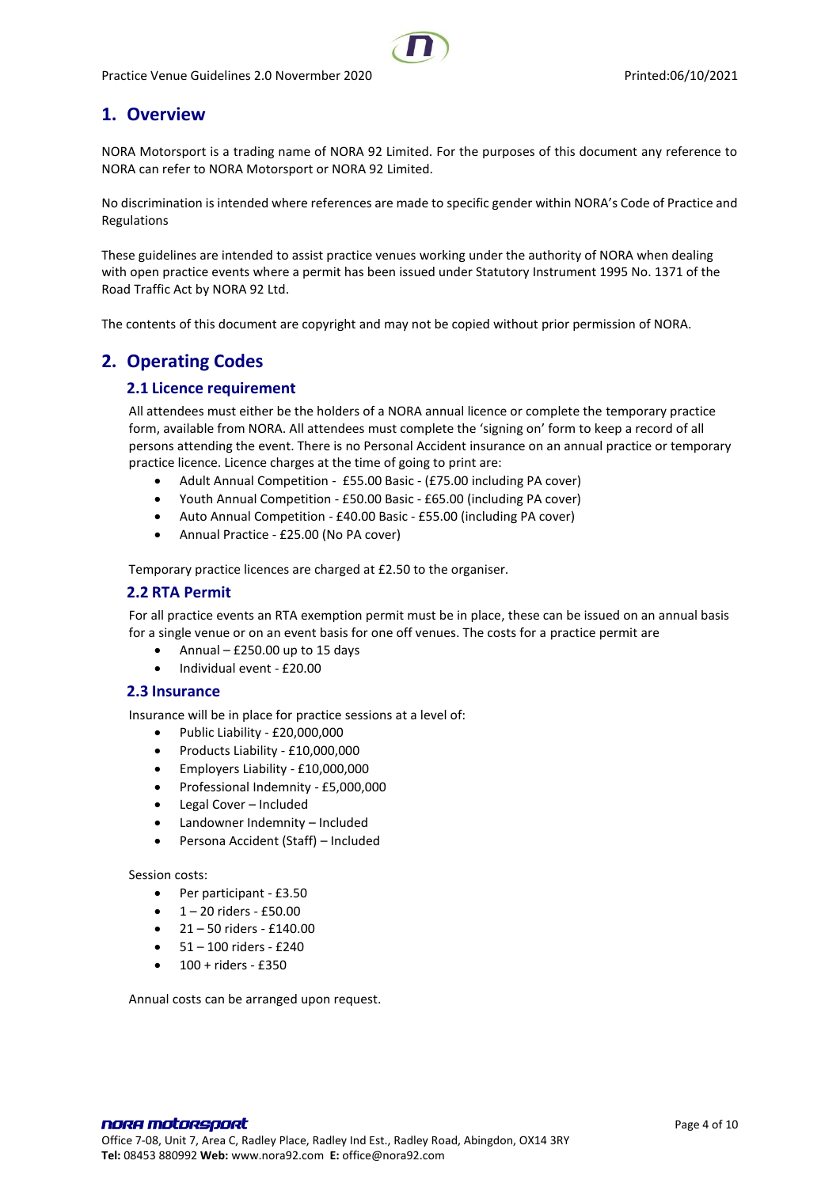## 1. Overview

NORA Motorsport is a trading name of NORA 92 Limited. For the purposes of this document any reference to NORA can refer to NORA Motorsport or NORA 92 Limited.

No discrimination is intended where references are made to specific gender within NORA's Code of Practice and Regulations

These guidelines are intended to assist practice venues working under the authority of NORA when dealing with open practice events where a permit has been issued under Statutory Instrument 1995 No. 1371 of the Road Traffic Act by NORA 92 Ltd.

The contents of this document are copyright and may not be copied without prior permission of NORA.

## 2. Operating Codes

### 2.1 Licence requirement

All attendees must either be the holders of a NORA annual licence or complete the temporary practice form, available from NORA. All attendees must complete the 'signing on' form to keep a record of all persons attending the event. There is no Personal Accident insurance on an annual practice or temporary practice licence. Licence charges at the time of going to print are:

- Adult Annual Competition - £55.00 Basic - (£75.00 including PA cover)
- Youth Annual Competition - £50.00 Basic - £65.00 (including PA cover)
- Auto Annual Competition - £40.00 Basic - £55.00 (including PA cover)
- Annual Practice - £25.00 (No PA cover)

Temporary practice licences are charged at £2.50 to the organiser.

### 2.2 RTA Permit

For all practice events an RTA exemption permit must be in place, these can be issued on an annual basis for a single venue or on an event basis for one off venues. The costs for a practice permit are

- Annual – £250.00 up to 15 days
- Individual event - £20.00

### 2.3 Insurance

Insurance will be in place for practice sessions at a level of:

- Public Liability - £20,000,000
- Products Liability - £10,000,000
- Employers Liability - £10,000,000
- Professional Indemnity - £5,000,000
- Legal Cover – Included
- Landowner Indemnity – Included
- Persona Accident (Staff) – Included

Session costs:

- Per participant - £3.50
- 1 – 20 riders - £50.00
- 21 – 50 riders - £140.00
- 51 – 100 riders - £240
- 100 + riders - £350

Annual costs can be arranged upon request.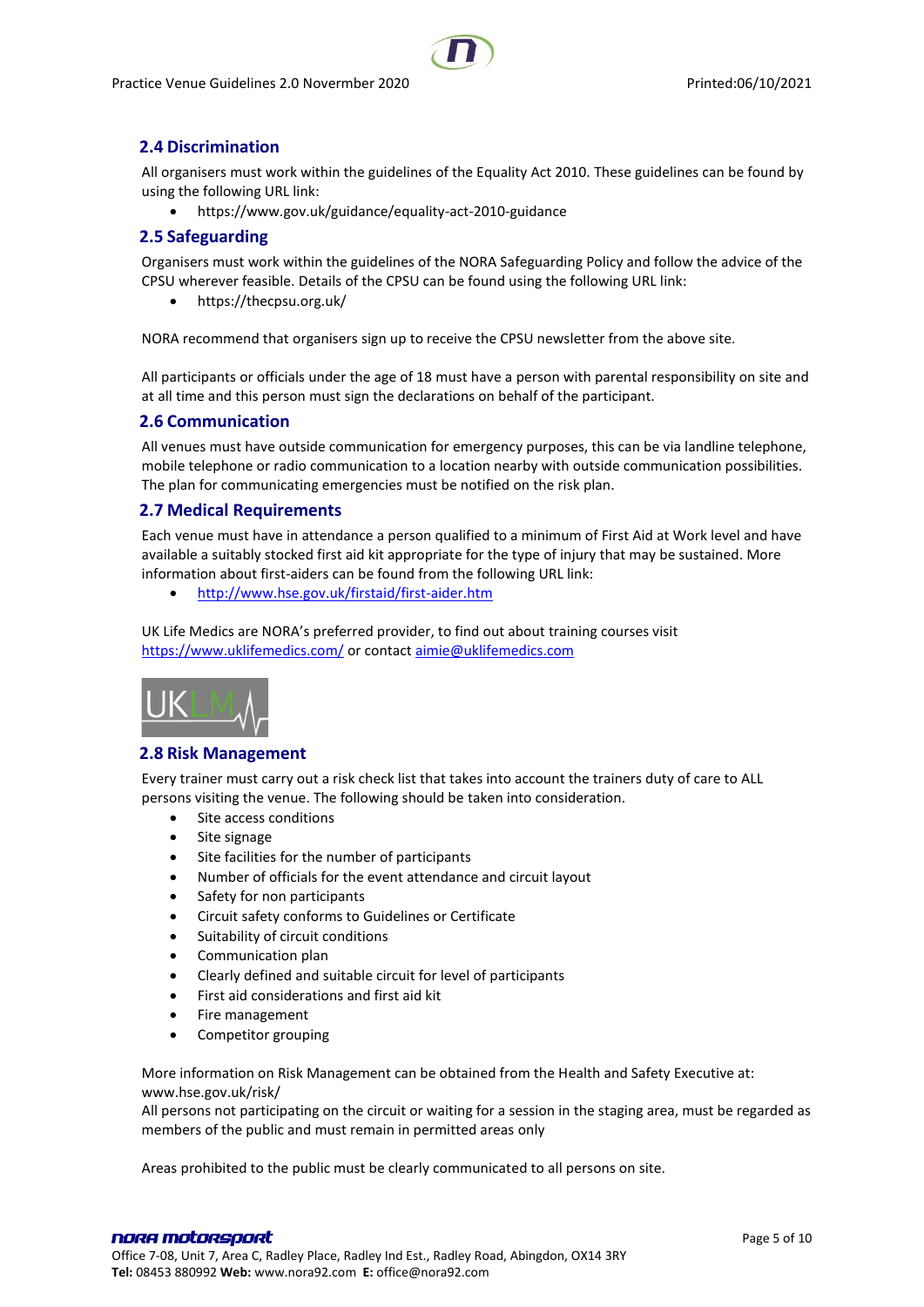## 2.4 Discrimination

All organisers must work within the guidelines of the Equality Act 2010. These guidelines can be found by using the following URL link:

- https://www.gov.uk/guidance/equality-act-2010-guidance

## 2.5 Safeguarding

Organisers must work within the guidelines of the NORA Safeguarding Policy and follow the advice of the CPSU wherever feasible. Details of the CPSU can be found using the following URL link:

- https://thecpsu.org.uk/

NORA recommend that organisers sign up to receive the CPSU newsletter from the above site.

All participants or officials under the age of 18 must have a person with parental responsibility on site and at all time and this person must sign the declarations on behalf of the participant.

## 2.6 Communication

All venues must have outside communication for emergency purposes, this can be via landline telephone, mobile telephone or radio communication to a location nearby with outside communication possibilities. The plan for communicating emergencies must be notified on the risk plan.

## 2.7 Medical Requirements

Each venue must have in attendance a person qualified to a minimum of First Aid at Work level and have available a suitably stocked first aid kit appropriate for the type of injury that may be sustained. More information about first-aiders can be found from the following URL link:

- http://www.hse.gov.uk/firstaid/first-aider.htm

UK Life Medics are NORA's preferred provider, to find out about training courses visit https://www.uklifemedics.com/ or contact aimie@uklifemedics.com

UKLM

## 2.8 Risk Management

Every trainer must carry out a risk check list that takes into account the trainers duty of care to ALL persons visiting the venue. The following should be taken into consideration.

- Site access conditions
- Site signage
- Site facilities for the number of participants
- Number of officials for the event attendance and circuit layout
- Safety for non participants
- Circuit safety conforms to Guidelines or Certificate
- Suitability of circuit conditions
- Communication plan
- Clearly defined and suitable circuit for level of participants
- First aid considerations and first aid kit
- Fire management
- Competitor grouping

More information on Risk Management can be obtained from the Health and Safety Executive at: www.hse.gov.uk/risk/
All persons not participating on the circuit or waiting for a session in the staging area, must be regarded as members of the public and must remain in permitted areas only

Areas prohibited to the public must be clearly communicated to all persons on site.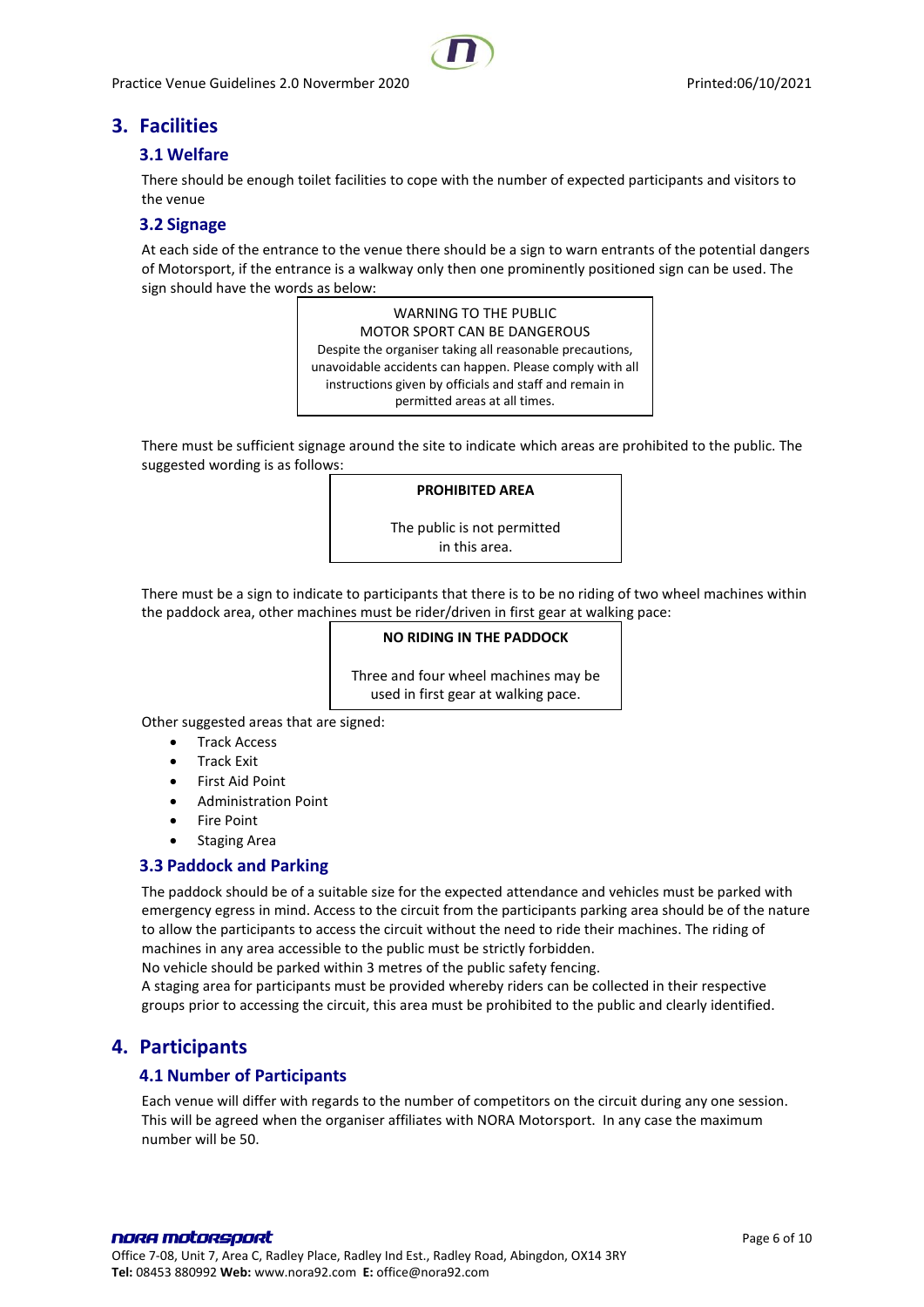## 3. Facilities

### 3.1 Welfare

There should be enough toilet facilities to cope with the number of expected participants and visitors to the venue

### 3.2 Signage

At each side of the entrance to the venue there should be a sign to warn entrants of the potential dangers of Motorsport, if the entrance is a walkway only then one prominently positioned sign can be used. The sign should have the words as below:

> WARNING TO THE PUBLIC
> MOTOR SPORT CAN BE DANGEROUS
> Despite the organiser taking all reasonable precautions, unavoidable accidents can happen. Please comply with all instructions given by officials and staff and remain in permitted areas at all times.

There must be sufficient signage around the site to indicate which areas are prohibited to the public. The suggested wording is as follows:

> **PROHIBITED AREA**
>
> The public is not permitted in this area.

There must be a sign to indicate to participants that there is to be no riding of two wheel machines within the paddock area, other machines must be rider/driven in first gear at walking pace:

> **NO RIDING IN THE PADDOCK**
>
> Three and four wheel machines may be used in first gear at walking pace.

Other suggested areas that are signed:

- Track Access
- Track Exit
- First Aid Point
- Administration Point
- Fire Point
- Staging Area

### 3.3 Paddock and Parking

The paddock should be of a suitable size for the expected attendance and vehicles must be parked with emergency egress in mind. Access to the circuit from the participants parking area should be of the nature to allow the participants to access the circuit without the need to ride their machines. The riding of machines in any area accessible to the public must be strictly forbidden.

No vehicle should be parked within 3 metres of the public safety fencing.

A staging area for participants must be provided whereby riders can be collected in their respective groups prior to accessing the circuit, this area must be prohibited to the public and clearly identified.

## 4. Participants

### 4.1 Number of Participants

Each venue will differ with regards to the number of competitors on the circuit during any one session. This will be agreed when the organiser affiliates with NORA Motorsport. In any case the maximum number will be 50.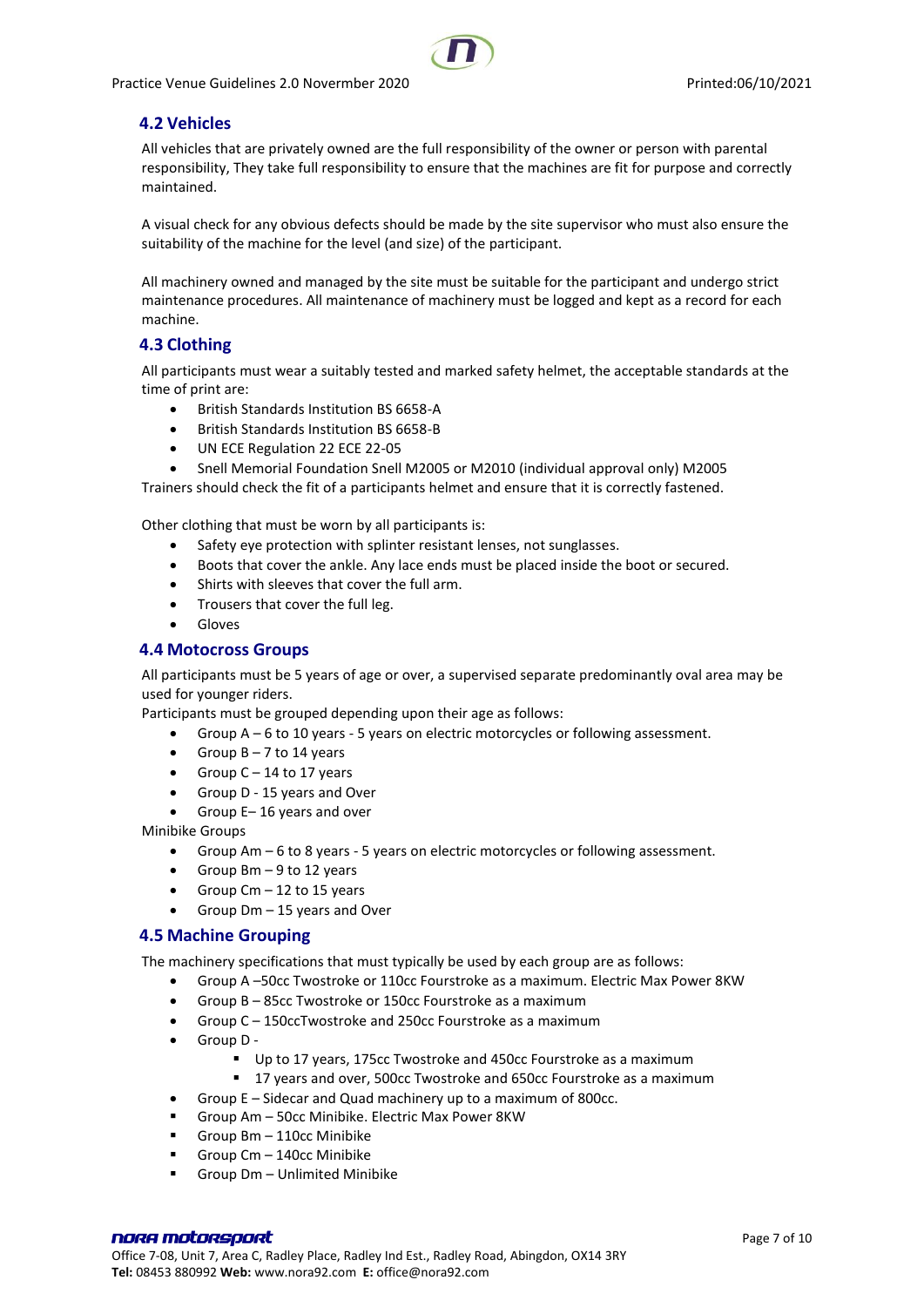### 4.2 Vehicles

All vehicles that are privately owned are the full responsibility of the owner or person with parental responsibility, They take full responsibility to ensure that the machines are fit for purpose and correctly maintained.

A visual check for any obvious defects should be made by the site supervisor who must also ensure the suitability of the machine for the level (and size) of the participant.

All machinery owned and managed by the site must be suitable for the participant and undergo strict maintenance procedures. All maintenance of machinery must be logged and kept as a record for each machine.

### 4.3 Clothing

All participants must wear a suitably tested and marked safety helmet, the acceptable standards at the time of print are:

- British Standards Institution BS 6658-A
- British Standards Institution BS 6658-B
- UN ECE Regulation 22 ECE 22-05
- Snell Memorial Foundation Snell M2005 or M2010 (individual approval only) M2005

Trainers should check the fit of a participants helmet and ensure that it is correctly fastened.

Other clothing that must be worn by all participants is:

- Safety eye protection with splinter resistant lenses, not sunglasses.
- Boots that cover the ankle. Any lace ends must be placed inside the boot or secured.
- Shirts with sleeves that cover the full arm.
- Trousers that cover the full leg.
- Gloves

### 4.4 Motocross Groups

All participants must be 5 years of age or over, a supervised separate predominantly oval area may be used for younger riders.

Participants must be grouped depending upon their age as follows:

- Group A – 6 to 10 years - 5 years on electric motorcycles or following assessment.
- Group B – 7 to 14 years
- Group C – 14 to 17 years
- Group D - 15 years and Over
- Group E– 16 years and over

Minibike Groups

- Group Am – 6 to 8 years - 5 years on electric motorcycles or following assessment.
- Group Bm – 9 to 12 years
- Group Cm – 12 to 15 years
- Group Dm – 15 years and Over

### 4.5 Machine Grouping

The machinery specifications that must typically be used by each group are as follows:

- Group A –50cc Twostroke or 110cc Fourstroke as a maximum. Electric Max Power 8KW
- Group B – 85cc Twostroke or 150cc Fourstroke as a maximum
- Group C – 150ccTwostroke and 250cc Fourstroke as a maximum
- Group D -
  - Up to 17 years, 175cc Twostroke and 450cc Fourstroke as a maximum
  - 17 years and over, 500cc Twostroke and 650cc Fourstroke as a maximum
- Group E – Sidecar and Quad machinery up to a maximum of 800cc.
- Group Am – 50cc Minibike. Electric Max Power 8KW
- Group Bm – 110cc Minibike
- Group Cm – 140cc Minibike
- Group Dm – Unlimited Minibike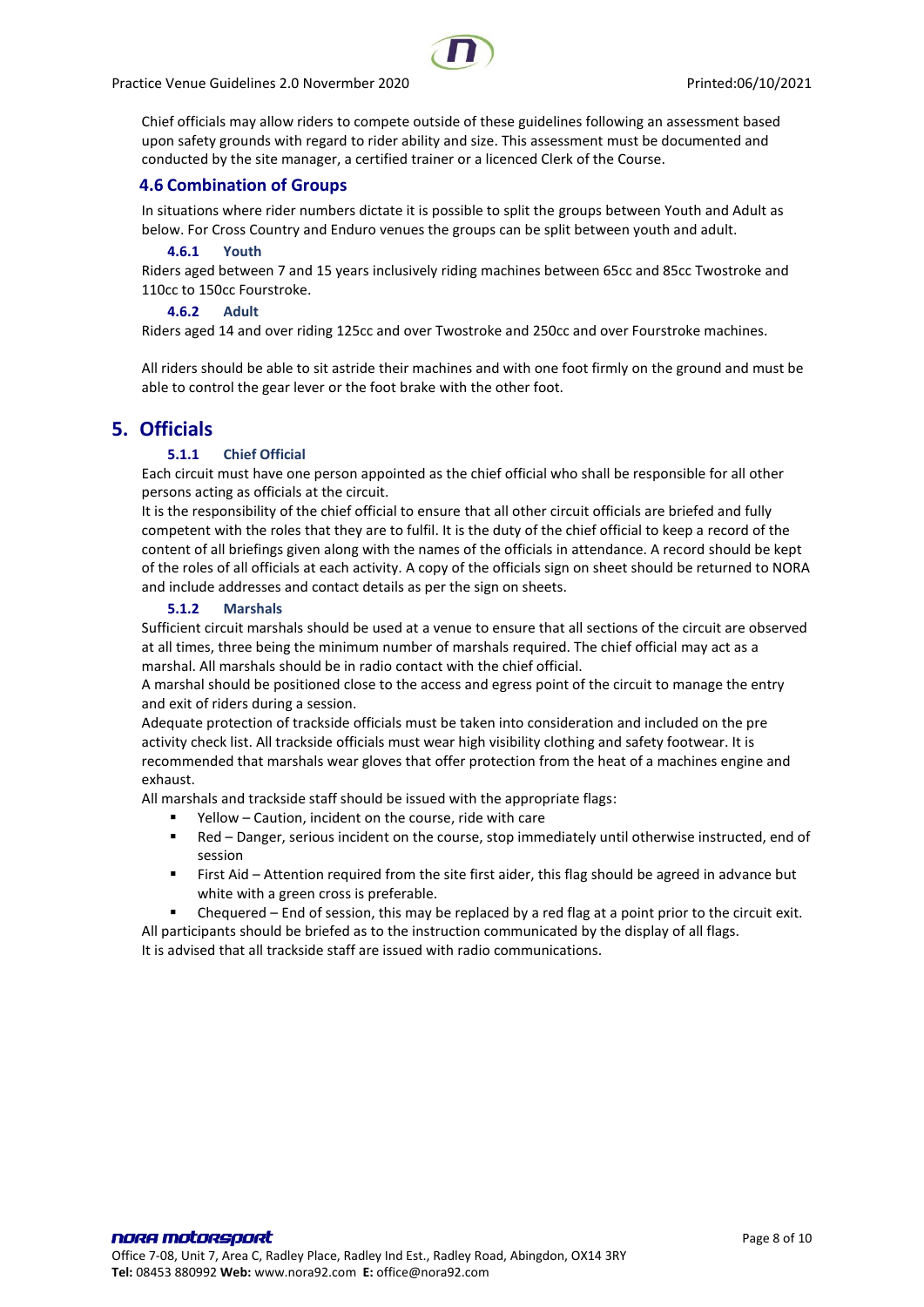Chief officials may allow riders to compete outside of these guidelines following an assessment based upon safety grounds with regard to rider ability and size. This assessment must be documented and conducted by the site manager, a certified trainer or a licenced Clerk of the Course.

### 4.6 Combination of Groups

In situations where rider numbers dictate it is possible to split the groups between Youth and Adult as below. For Cross Country and Enduro venues the groups can be split between youth and adult.

#### 4.6.1 Youth

Riders aged between 7 and 15 years inclusively riding machines between 65cc and 85cc Twostroke and 110cc to 150cc Fourstroke.

#### 4.6.2 Adult

Riders aged 14 and over riding 125cc and over Twostroke and 250cc and over Fourstroke machines.

All riders should be able to sit astride their machines and with one foot firmly on the ground and must be able to control the gear lever or the foot brake with the other foot.

## 5. Officials

#### 5.1.1 Chief Official

Each circuit must have one person appointed as the chief official who shall be responsible for all other persons acting as officials at the circuit.

It is the responsibility of the chief official to ensure that all other circuit officials are briefed and fully competent with the roles that they are to fulfil. It is the duty of the chief official to keep a record of the content of all briefings given along with the names of the officials in attendance. A record should be kept of the roles of all officials at each activity. A copy of the officials sign on sheet should be returned to NORA and include addresses and contact details as per the sign on sheets.

#### 5.1.2 Marshals

Sufficient circuit marshals should be used at a venue to ensure that all sections of the circuit are observed at all times, three being the minimum number of marshals required. The chief official may act as a marshal. All marshals should be in radio contact with the chief official.

A marshal should be positioned close to the access and egress point of the circuit to manage the entry and exit of riders during a session.

Adequate protection of trackside officials must be taken into consideration and included on the pre activity check list. All trackside officials must wear high visibility clothing and safety footwear. It is recommended that marshals wear gloves that offer protection from the heat of a machines engine and exhaust.

All marshals and trackside staff should be issued with the appropriate flags:

- Yellow – Caution, incident on the course, ride with care
- Red – Danger, serious incident on the course, stop immediately until otherwise instructed, end of session
- First Aid – Attention required from the site first aider, this flag should be agreed in advance but white with a green cross is preferable.
- Chequered – End of session, this may be replaced by a red flag at a point prior to the circuit exit.

All participants should be briefed as to the instruction communicated by the display of all flags.

It is advised that all trackside staff are issued with radio communications.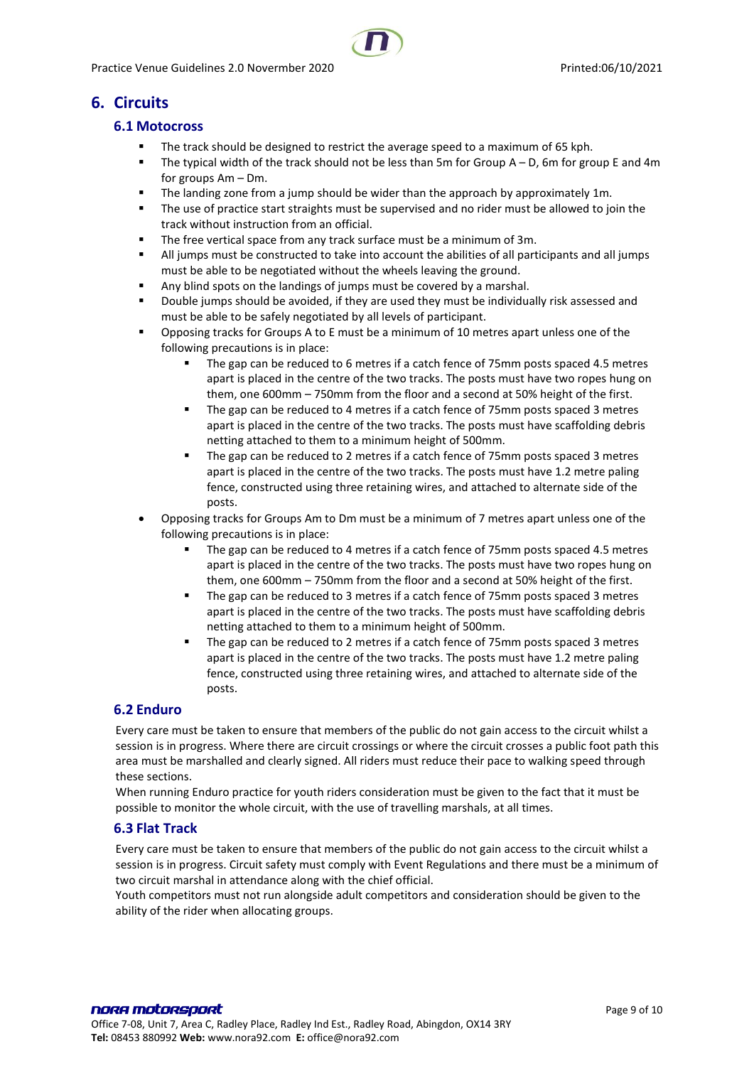# 6. Circuits

## 6.1 Motocross

- The track should be designed to restrict the average speed to a maximum of 65 kph.
- The typical width of the track should not be less than 5m for Group A – D, 6m for group E and 4m for groups Am – Dm.
- The landing zone from a jump should be wider than the approach by approximately 1m.
- The use of practice start straights must be supervised and no rider must be allowed to join the track without instruction from an official.
- The free vertical space from any track surface must be a minimum of 3m.
- All jumps must be constructed to take into account the abilities of all participants and all jumps must be able to be negotiated without the wheels leaving the ground.
- Any blind spots on the landings of jumps must be covered by a marshal.
- Double jumps should be avoided, if they are used they must be individually risk assessed and must be able to be safely negotiated by all levels of participant.
- Opposing tracks for Groups A to E must be a minimum of 10 metres apart unless one of the following precautions is in place:
  - The gap can be reduced to 6 metres if a catch fence of 75mm posts spaced 4.5 metres apart is placed in the centre of the two tracks. The posts must have two ropes hung on them, one 600mm – 750mm from the floor and a second at 50% height of the first.
  - The gap can be reduced to 4 metres if a catch fence of 75mm posts spaced 3 metres apart is placed in the centre of the two tracks. The posts must have scaffolding debris netting attached to them to a minimum height of 500mm.
  - The gap can be reduced to 2 metres if a catch fence of 75mm posts spaced 3 metres apart is placed in the centre of the two tracks. The posts must have 1.2 metre paling fence, constructed using three retaining wires, and attached to alternate side of the posts.
- Opposing tracks for Groups Am to Dm must be a minimum of 7 metres apart unless one of the following precautions is in place:
  - The gap can be reduced to 4 metres if a catch fence of 75mm posts spaced 4.5 metres apart is placed in the centre of the two tracks. The posts must have two ropes hung on them, one 600mm – 750mm from the floor and a second at 50% height of the first.
  - The gap can be reduced to 3 metres if a catch fence of 75mm posts spaced 3 metres apart is placed in the centre of the two tracks. The posts must have scaffolding debris netting attached to them to a minimum height of 500mm.
  - The gap can be reduced to 2 metres if a catch fence of 75mm posts spaced 3 metres apart is placed in the centre of the two tracks. The posts must have 1.2 metre paling fence, constructed using three retaining wires, and attached to alternate side of the posts.

## 6.2 Enduro

Every care must be taken to ensure that members of the public do not gain access to the circuit whilst a session is in progress. Where there are circuit crossings or where the circuit crosses a public foot path this area must be marshalled and clearly signed. All riders must reduce their pace to walking speed through these sections.

When running Enduro practice for youth riders consideration must be given to the fact that it must be possible to monitor the whole circuit, with the use of travelling marshals, at all times.

## 6.3 Flat Track

Every care must be taken to ensure that members of the public do not gain access to the circuit whilst a session is in progress. Circuit safety must comply with Event Regulations and there must be a minimum of two circuit marshal in attendance along with the chief official.

Youth competitors must not run alongside adult competitors and consideration should be given to the ability of the rider when allocating groups.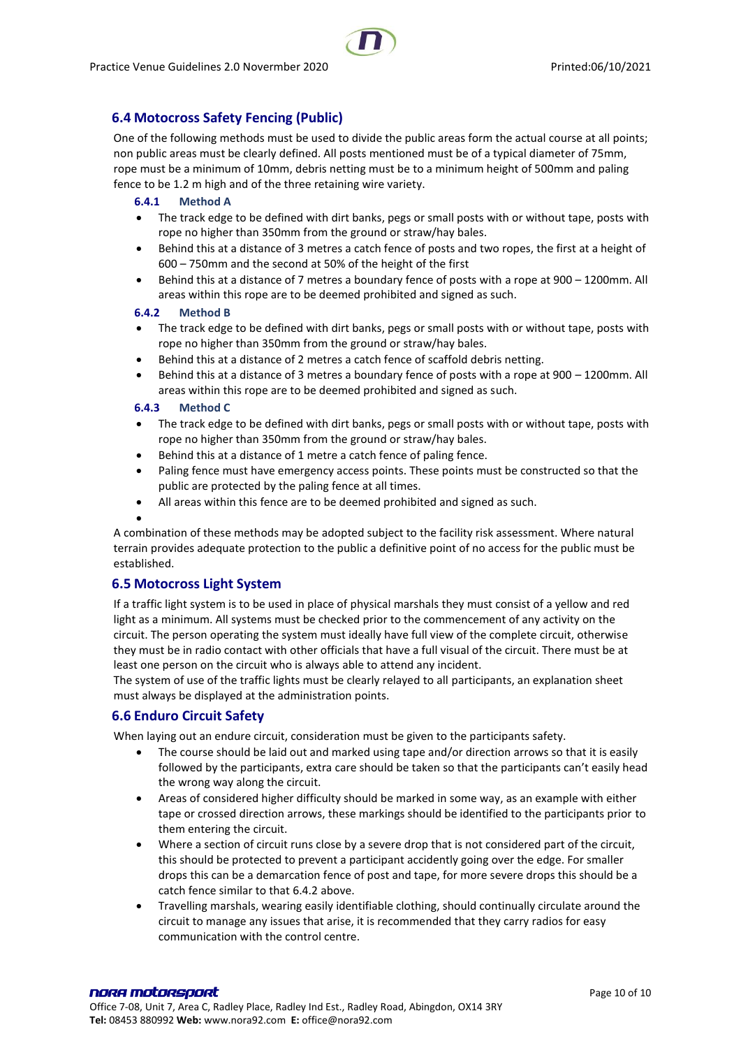## 6.4 Motocross Safety Fencing (Public)

One of the following methods must be used to divide the public areas form the actual course at all points; non public areas must be clearly defined. All posts mentioned must be of a typical diameter of 75mm, rope must be a minimum of 10mm, debris netting must be to a minimum height of 500mm and paling fence to be 1.2 m high and of the three retaining wire variety.

### 6.4.1 Method A

- The track edge to be defined with dirt banks, pegs or small posts with or without tape, posts with rope no higher than 350mm from the ground or straw/hay bales.
- Behind this at a distance of 3 metres a catch fence of posts and two ropes, the first at a height of 600 – 750mm and the second at 50% of the height of the first
- Behind this at a distance of 7 metres a boundary fence of posts with a rope at 900 – 1200mm. All areas within this rope are to be deemed prohibited and signed as such.

### 6.4.2 Method B

- The track edge to be defined with dirt banks, pegs or small posts with or without tape, posts with rope no higher than 350mm from the ground or straw/hay bales.
- Behind this at a distance of 2 metres a catch fence of scaffold debris netting.
- Behind this at a distance of 3 metres a boundary fence of posts with a rope at 900 – 1200mm. All areas within this rope are to be deemed prohibited and signed as such.

### 6.4.3 Method C

- The track edge to be defined with dirt banks, pegs or small posts with or without tape, posts with rope no higher than 350mm from the ground or straw/hay bales.
- Behind this at a distance of 1 metre a catch fence of paling fence.
- Paling fence must have emergency access points. These points must be constructed so that the public are protected by the paling fence at all times.
- All areas within this fence are to be deemed prohibited and signed as such.

A combination of these methods may be adopted subject to the facility risk assessment. Where natural terrain provides adequate protection to the public a definitive point of no access for the public must be established.

## 6.5 Motocross Light System

If a traffic light system is to be used in place of physical marshals they must consist of a yellow and red light as a minimum. All systems must be checked prior to the commencement of any activity on the circuit. The person operating the system must ideally have full view of the complete circuit, otherwise they must be in radio contact with other officials that have a full visual of the circuit. There must be at least one person on the circuit who is always able to attend any incident.

The system of use of the traffic lights must be clearly relayed to all participants, an explanation sheet must always be displayed at the administration points.

## 6.6 Enduro Circuit Safety

When laying out an endure circuit, consideration must be given to the participants safety.

- The course should be laid out and marked using tape and/or direction arrows so that it is easily followed by the participants, extra care should be taken so that the participants can't easily head the wrong way along the circuit.
- Areas of considered higher difficulty should be marked in some way, as an example with either tape or crossed direction arrows, these markings should be identified to the participants prior to them entering the circuit.
- Where a section of circuit runs close by a severe drop that is not considered part of the circuit, this should be protected to prevent a participant accidently going over the edge. For smaller drops this can be a demarcation fence of post and tape, for more severe drops this should be a catch fence similar to that 6.4.2 above.
- Travelling marshals, wearing easily identifiable clothing, should continually circulate around the circuit to manage any issues that arise, it is recommended that they carry radios for easy communication with the control centre.